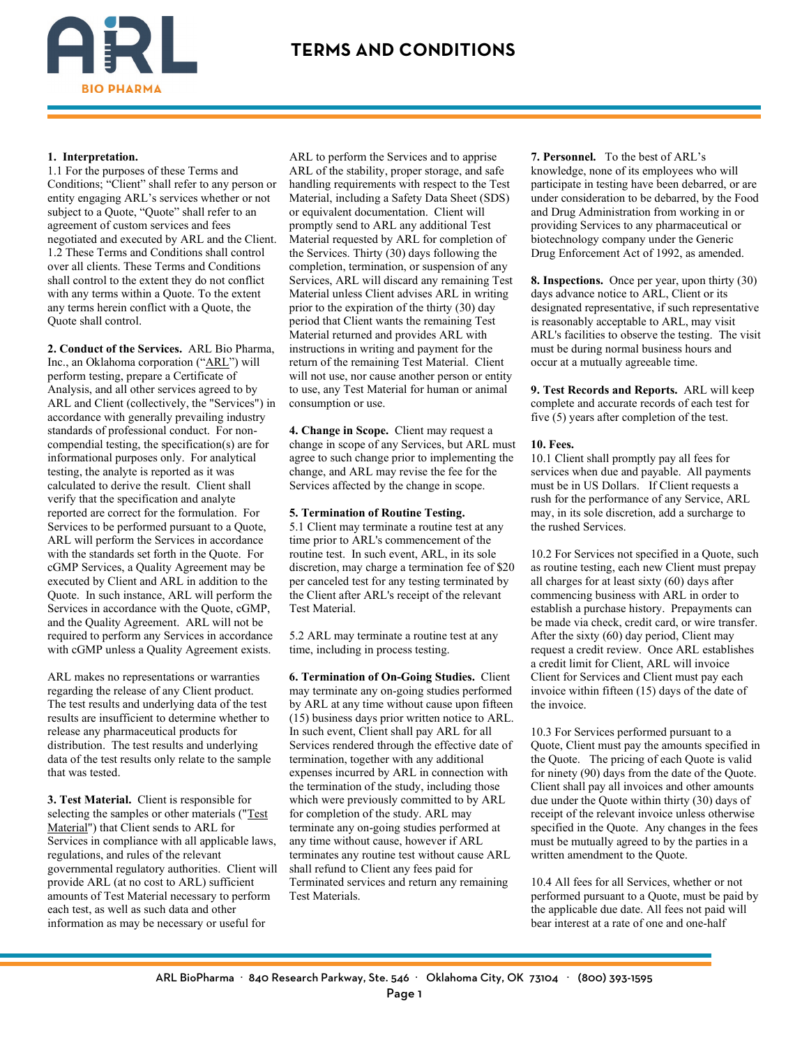# TERMS AND CONDITIONS

**1. Interpretation.**

1.1 For the purposes of these Terms and Conditions; "Client" shall refer to any person or entity engaging ARL's services whether or not subject to a Quote, "Quote" shall refer to an agreement of custom services and fees negotiated and executed by ARL and the Client.

1.2 These Terms and Conditions shall control over all clients. These Terms and Conditions shall control to the extent they do not conflict with any terms within a Quote. To the extent any terms herein conflict with a Quote, the Quote shall control.

**2. Conduct of the Services.** ARL Bio Pharma, Inc., an Oklahoma corporation ("ARL") will perform testing, prepare a Certificate of Analysis, and all other services agreed to by ARL and Client (collectively, the "Services") in accordance with generally prevailing industry standards of professional conduct. For non-compendial testing, the specification(s) are for informational purposes only. For analytical testing, the analyte is reported as it was calculated to derive the result. Client shall verify that the specification and analyte reported are correct for the formulation. For Services to be performed pursuant to a Quote, ARL will perform the Services in accordance with the standards set forth in the Quote. For cGMP Services, a Quality Agreement may be executed by Client and ARL in addition to the Quote. In such instance, ARL will perform the Services in accordance with the Quote, cGMP, and the Quality Agreement. ARL will not be required to perform any Services in accordance with cGMP unless a Quality Agreement exists.

ARL makes no representations or warranties regarding the release of any Client product. The test results and underlying data of the test results are insufficient to determine whether to release any pharmaceutical products for distribution. The test results and underlying data of the test results only relate to the sample that was tested.

**3. Test Material.** Client is responsible for selecting the samples or other materials ("Test Material") that Client sends to ARL for Services in compliance with all applicable laws, regulations, and rules of the relevant governmental regulatory authorities. Client will provide ARL (at no cost to ARL) sufficient amounts of Test Material necessary to perform each test, as well as such data and other information as may be necessary or useful for ARL to perform the Services and to apprise ARL of the stability, proper storage, and safe handling requirements with respect to the Test Material, including a Safety Data Sheet (SDS) or equivalent documentation. Client will promptly send to ARL any additional Test Material requested by ARL for completion of the Services. Thirty (30) days following the completion, termination, or suspension of any Services, ARL will discard any remaining Test Material unless Client advises ARL in writing prior to the expiration of the thirty (30) day period that Client wants the remaining Test Material returned and provides ARL with instructions in writing and payment for the return of the remaining Test Material. Client will not use, nor cause another person or entity to use, any Test Material for human or animal consumption or use.

**4. Change in Scope.** Client may request a change in scope of any Services, but ARL must agree to such change prior to implementing the change, and ARL may revise the fee for the Services affected by the change in scope.

**5. Termination of Routine Testing.**

5.1 Client may terminate a routine test at any time prior to ARL's commencement of the routine test. In such event, ARL, in its sole discretion, may charge a termination fee of $20 per canceled test for any testing terminated by the Client after ARL's receipt of the relevant Test Material.

5.2 ARL may terminate a routine test at any time, including in process testing.

**6. Termination of On-Going Studies.** Client may terminate any on-going studies performed by ARL at any time without cause upon fifteen (15) business days prior written notice to ARL. In such event, Client shall pay ARL for all Services rendered through the effective date of termination, together with any additional expenses incurred by ARL in connection with the termination of the study, including those which were previously committed to by ARL for completion of the study. ARL may terminate any on-going studies performed at any time without cause, however if ARL terminates any routine test without cause ARL shall refund to Client any fees paid for Terminated services and return any remaining Test Materials.

**7. Personnel.** To the best of ARL's knowledge, none of its employees who will participate in testing have been debarred, or are under consideration to be debarred, by the Food and Drug Administration from working in or providing Services to any pharmaceutical or biotechnology company under the Generic Drug Enforcement Act of 1992, as amended.

**8. Inspections.** Once per year, upon thirty (30) days advance notice to ARL, Client or its designated representative, if such representative is reasonably acceptable to ARL, may visit ARL's facilities to observe the testing. The visit must be during normal business hours and occur at a mutually agreeable time.

**9. Test Records and Reports.** ARL will keep complete and accurate records of each test for five (5) years after completion of the test.

**10. Fees.**

10.1 Client shall promptly pay all fees for services when due and payable. All payments must be in US Dollars. If Client requests a rush for the performance of any Service, ARL may, in its sole discretion, add a surcharge to the rushed Services.

10.2 For Services not specified in a Quote, such as routine testing, each new Client must prepay all charges for at least sixty (60) days after commencing business with ARL in order to establish a purchase history. Prepayments can be made via check, credit card, or wire transfer. After the sixty (60) day period, Client may request a credit review. Once ARL establishes a credit limit for Client, ARL will invoice Client for Services and Client must pay each invoice within fifteen (15) days of the date of the invoice.

10.3 For Services performed pursuant to a Quote, Client must pay the amounts specified in the Quote. The pricing of each Quote is valid for ninety (90) days from the date of the Quote. Client shall pay all invoices and other amounts due under the Quote within thirty (30) days of receipt of the relevant invoice unless otherwise specified in the Quote. Any changes in the fees must be mutually agreed to by the parties in a written amendment to the Quote.

10.4 All fees for all Services, whether or not performed pursuant to a Quote, must be paid by the applicable due date. All fees not paid will bear interest at a rate of one and one-half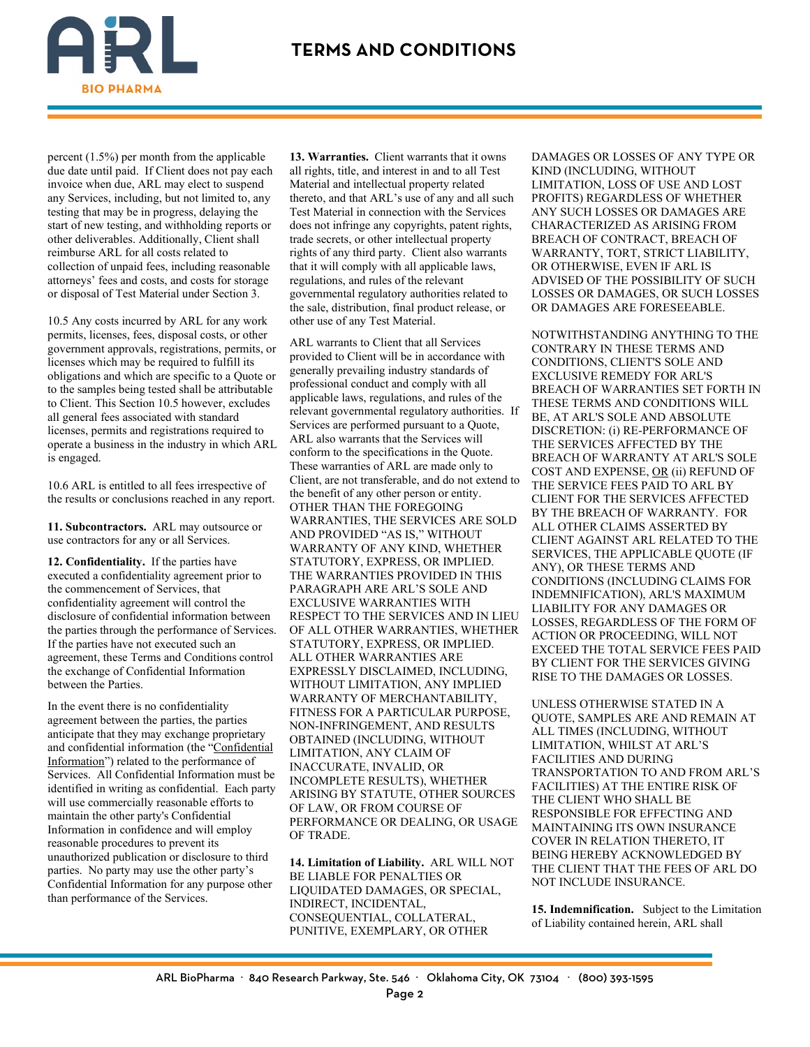percent (1.5%) per month from the applicable due date until paid. If Client does not pay each invoice when due, ARL may elect to suspend any Services, including, but not limited to, any testing that may be in progress, delaying the start of new testing, and withholding reports or other deliverables. Additionally, Client shall reimburse ARL for all costs related to collection of unpaid fees, including reasonable attorneys' fees and costs, and costs for storage or disposal of Test Material under Section 3.

10.5 Any costs incurred by ARL for any work permits, licenses, fees, disposal costs, or other government approvals, registrations, permits, or licenses which may be required to fulfill its obligations and which are specific to a Quote or to the samples being tested shall be attributable to Client. This Section 10.5 however, excludes all general fees associated with standard licenses, permits and registrations required to operate a business in the industry in which ARL is engaged.

10.6 ARL is entitled to all fees irrespective of the results or conclusions reached in any report.

**11. Subcontractors.** ARL may outsource or use contractors for any or all Services.

**12. Confidentiality.** If the parties have executed a confidentiality agreement prior to the commencement of Services, that confidentiality agreement will control the disclosure of confidential information between the parties through the performance of Services. If the parties have not executed such an agreement, these Terms and Conditions control the exchange of Confidential Information between the Parties.

In the event there is no confidentiality agreement between the parties, the parties anticipate that they may exchange proprietary and confidential information (the "Confidential Information") related to the performance of Services. All Confidential Information must be identified in writing as confidential. Each party will use commercially reasonable efforts to maintain the other party's Confidential Information in confidence and will employ reasonable procedures to prevent its unauthorized publication or disclosure to third parties. No party may use the other party's Confidential Information for any purpose other than performance of the Services.

**13. Warranties.** Client warrants that it owns all rights, title, and interest in and to all Test Material and intellectual property related thereto, and that ARL's use of any and all such Test Material in connection with the Services does not infringe any copyrights, patent rights, trade secrets, or other intellectual property rights of any third party. Client also warrants that it will comply with all applicable laws, regulations, and rules of the relevant governmental regulatory authorities related to the sale, distribution, final product release, or other use of any Test Material.

ARL warrants to Client that all Services provided to Client will be in accordance with generally prevailing industry standards of professional conduct and comply with all applicable laws, regulations, and rules of the relevant governmental regulatory authorities. If Services are performed pursuant to a Quote, ARL also warrants that the Services will conform to the specifications in the Quote. These warranties of ARL are made only to Client, are not transferable, and do not extend to the benefit of any other person or entity. OTHER THAN THE FOREGOING WARRANTIES, THE SERVICES ARE SOLD AND PROVIDED "AS IS," WITHOUT WARRANTY OF ANY KIND, WHETHER STATUTORY, EXPRESS, OR IMPLIED. THE WARRANTIES PROVIDED IN THIS PARAGRAPH ARE ARL'S SOLE AND EXCLUSIVE WARRANTIES WITH RESPECT TO THE SERVICES AND IN LIEU OF ALL OTHER WARRANTIES, WHETHER STATUTORY, EXPRESS, OR IMPLIED. ALL OTHER WARRANTIES ARE EXPRESSLY DISCLAIMED, INCLUDING, WITHOUT LIMITATION, ANY IMPLIED WARRANTY OF MERCHANTABILITY, FITNESS FOR A PARTICULAR PURPOSE, NON-INFRINGEMENT, AND RESULTS OBTAINED (INCLUDING, WITHOUT LIMITATION, ANY CLAIM OF INACCURATE, INVALID, OR INCOMPLETE RESULTS), WHETHER ARISING BY STATUTE, OTHER SOURCES OF LAW, OR FROM COURSE OF PERFORMANCE OR DEALING, OR USAGE OF TRADE.

**14. Limitation of Liability.** ARL WILL NOT BE LIABLE FOR PENALTIES OR LIQUIDATED DAMAGES, OR SPECIAL, INDIRECT, INCIDENTAL, CONSEQUENTIAL, COLLATERAL, PUNITIVE, EXEMPLARY, OR OTHER DAMAGES OR LOSSES OF ANY TYPE OR KIND (INCLUDING, WITHOUT LIMITATION, LOSS OF USE AND LOST PROFITS) REGARDLESS OF WHETHER ANY SUCH LOSSES OR DAMAGES ARE CHARACTERIZED AS ARISING FROM BREACH OF CONTRACT, BREACH OF WARRANTY, TORT, STRICT LIABILITY, OR OTHERWISE, EVEN IF ARL IS ADVISED OF THE POSSIBILITY OF SUCH LOSSES OR DAMAGES, OR SUCH LOSSES OR DAMAGES ARE FORESEEABLE.

NOTWITHSTANDING ANYTHING TO THE CONTRARY IN THESE TERMS AND CONDITIONS, CLIENT'S SOLE AND EXCLUSIVE REMEDY FOR ARL'S BREACH OF WARRANTIES SET FORTH IN THESE TERMS AND CONDITIONS WILL BE, AT ARL'S SOLE AND ABSOLUTE DISCRETION: (i) RE-PERFORMANCE OF THE SERVICES AFFECTED BY THE BREACH OF WARRANTY AT ARL'S SOLE COST AND EXPENSE, OR (ii) REFUND OF THE SERVICE FEES PAID TO ARL BY CLIENT FOR THE SERVICES AFFECTED BY THE BREACH OF WARRANTY. FOR ALL OTHER CLAIMS ASSERTED BY CLIENT AGAINST ARL RELATED TO THE SERVICES, THE APPLICABLE QUOTE (IF ANY), OR THESE TERMS AND CONDITIONS (INCLUDING CLAIMS FOR INDEMNIFICATION), ARL'S MAXIMUM LIABILITY FOR ANY DAMAGES OR LOSSES, REGARDLESS OF THE FORM OF ACTION OR PROCEEDING, WILL NOT EXCEED THE TOTAL SERVICE FEES PAID BY CLIENT FOR THE SERVICES GIVING RISE TO THE DAMAGES OR LOSSES.

UNLESS OTHERWISE STATED IN A QUOTE, SAMPLES ARE AND REMAIN AT ALL TIMES (INCLUDING, WITHOUT LIMITATION, WHILST AT ARL'S FACILITIES AND DURING TRANSPORTATION TO AND FROM ARL'S FACILITIES) AT THE ENTIRE RISK OF THE CLIENT WHO SHALL BE RESPONSIBLE FOR EFFECTING AND MAINTAINING ITS OWN INSURANCE COVER IN RELATION THERETO, IT BEING HEREBY ACKNOWLEDGED BY THE CLIENT THAT THE FEES OF ARL DO NOT INCLUDE INSURANCE.

**15. Indemnification.** Subject to the Limitation of Liability contained herein, ARL shall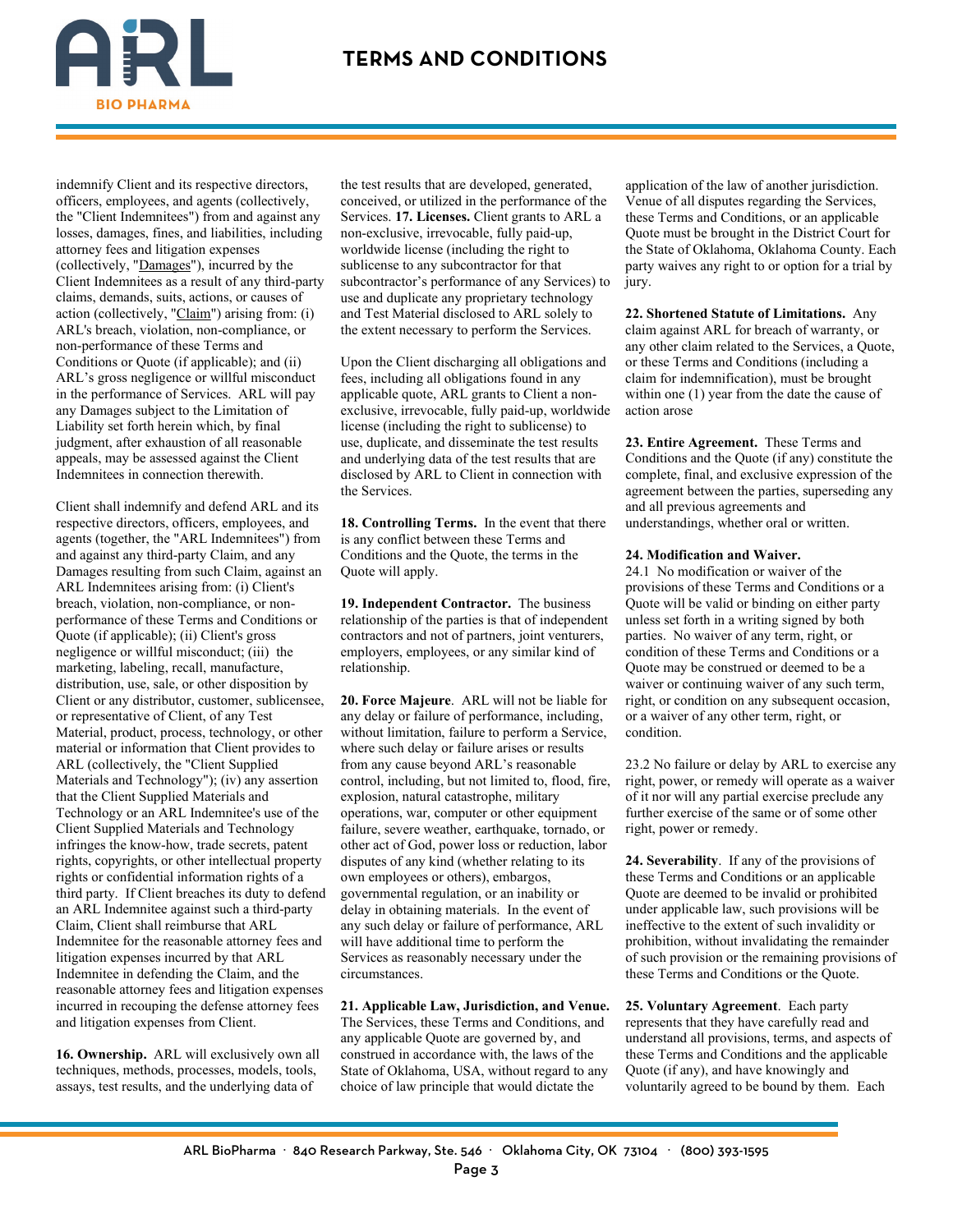indemnify Client and its respective directors, officers, employees, and agents (collectively, the "Client Indemnitees") from and against any losses, damages, fines, and liabilities, including attorney fees and litigation expenses (collectively, "Damages"), incurred by the Client Indemnitees as a result of any third-party claims, demands, suits, actions, or causes of action (collectively, "Claim") arising from: (i) ARL's breach, violation, non-compliance, or non-performance of these Terms and Conditions or Quote (if applicable); and (ii) ARL's gross negligence or willful misconduct in the performance of Services. ARL will pay any Damages subject to the Limitation of Liability set forth herein which, by final judgment, after exhaustion of all reasonable appeals, may be assessed against the Client Indemnitees in connection therewith.

Client shall indemnify and defend ARL and its respective directors, officers, employees, and agents (together, the "ARL Indemnitees") from and against any third-party Claim, and any Damages resulting from such Claim, against an ARL Indemnitees arising from: (i) Client's breach, violation, non-compliance, or non-performance of these Terms and Conditions or Quote (if applicable); (ii) Client's gross negligence or willful misconduct; (iii) the marketing, labeling, recall, manufacture, distribution, use, sale, or other disposition by Client or any distributor, customer, sublicensee, or representative of Client, of any Test Material, product, process, technology, or other material or information that Client provides to ARL (collectively, the "Client Supplied Materials and Technology"); (iv) any assertion that the Client Supplied Materials and Technology or an ARL Indemnitee's use of the Client Supplied Materials and Technology infringes the know-how, trade secrets, patent rights, copyrights, or other intellectual property rights or confidential information rights of a third party. If Client breaches its duty to defend an ARL Indemnitee against such a third-party Claim, Client shall reimburse that ARL Indemnitee for the reasonable attorney fees and litigation expenses incurred by that ARL Indemnitee in defending the Claim, and the reasonable attorney fees and litigation expenses incurred in recouping the defense attorney fees and litigation expenses from Client.

**16. Ownership.** ARL will exclusively own all techniques, methods, processes, models, tools, assays, test results, and the underlying data of the test results that are developed, generated, conceived, or utilized in the performance of the Services. **17. Licenses.** Client grants to ARL a non-exclusive, irrevocable, fully paid-up, worldwide license (including the right to sublicense to any subcontractor for that subcontractor's performance of any Services) to use and duplicate any proprietary technology and Test Material disclosed to ARL solely to the extent necessary to perform the Services.

Upon the Client discharging all obligations and fees, including all obligations found in any applicable quote, ARL grants to Client a non-exclusive, irrevocable, fully paid-up, worldwide license (including the right to sublicense) to use, duplicate, and disseminate the test results and underlying data of the test results that are disclosed by ARL to Client in connection with the Services.

**18. Controlling Terms.** In the event that there is any conflict between these Terms and Conditions and the Quote, the terms in the Quote will apply.

**19. Independent Contractor.** The business relationship of the parties is that of independent contractors and not of partners, joint venturers, employers, employees, or any similar kind of relationship.

**20. Force Majeure**. ARL will not be liable for any delay or failure of performance, including, without limitation, failure to perform a Service, where such delay or failure arises or results from any cause beyond ARL's reasonable control, including, but not limited to, flood, fire, explosion, natural catastrophe, military operations, war, computer or other equipment failure, severe weather, earthquake, tornado, or other act of God, power loss or reduction, labor disputes of any kind (whether relating to its own employees or others), embargos, governmental regulation, or an inability or delay in obtaining materials. In the event of any such delay or failure of performance, ARL will have additional time to perform the Services as reasonably necessary under the circumstances.

**21. Applicable Law, Jurisdiction, and Venue.** The Services, these Terms and Conditions, and any applicable Quote are governed by, and construed in accordance with, the laws of the State of Oklahoma, USA, without regard to any choice of law principle that would dictate the application of the law of another jurisdiction. Venue of all disputes regarding the Services, these Terms and Conditions, or an applicable Quote must be brought in the District Court for the State of Oklahoma, Oklahoma County. Each party waives any right to or option for a trial by jury.

**22. Shortened Statute of Limitations.** Any claim against ARL for breach of warranty, or any other claim related to the Services, a Quote, or these Terms and Conditions (including a claim for indemnification), must be brought within one (1) year from the date the cause of action arose

**23. Entire Agreement.** These Terms and Conditions and the Quote (if any) constitute the complete, final, and exclusive expression of the agreement between the parties, superseding any and all previous agreements and understandings, whether oral or written.

**24. Modification and Waiver.**

24.1 No modification or waiver of the provisions of these Terms and Conditions or a Quote will be valid or binding on either party unless set forth in a writing signed by both parties. No waiver of any term, right, or condition of these Terms and Conditions or a Quote may be construed or deemed to be a waiver or continuing waiver of any such term, right, or condition on any subsequent occasion, or a waiver of any other term, right, or condition.

23.2 No failure or delay by ARL to exercise any right, power, or remedy will operate as a waiver of it nor will any partial exercise preclude any further exercise of the same or of some other right, power or remedy.

**24. Severability**. If any of the provisions of these Terms and Conditions or an applicable Quote are deemed to be invalid or prohibited under applicable law, such provisions will be ineffective to the extent of such invalidity or prohibition, without invalidating the remainder of such provision or the remaining provisions of these Terms and Conditions or the Quote.

**25. Voluntary Agreement**. Each party represents that they have carefully read and understand all provisions, terms, and aspects of these Terms and Conditions and the applicable Quote (if any), and have knowingly and voluntarily agreed to be bound by them. Each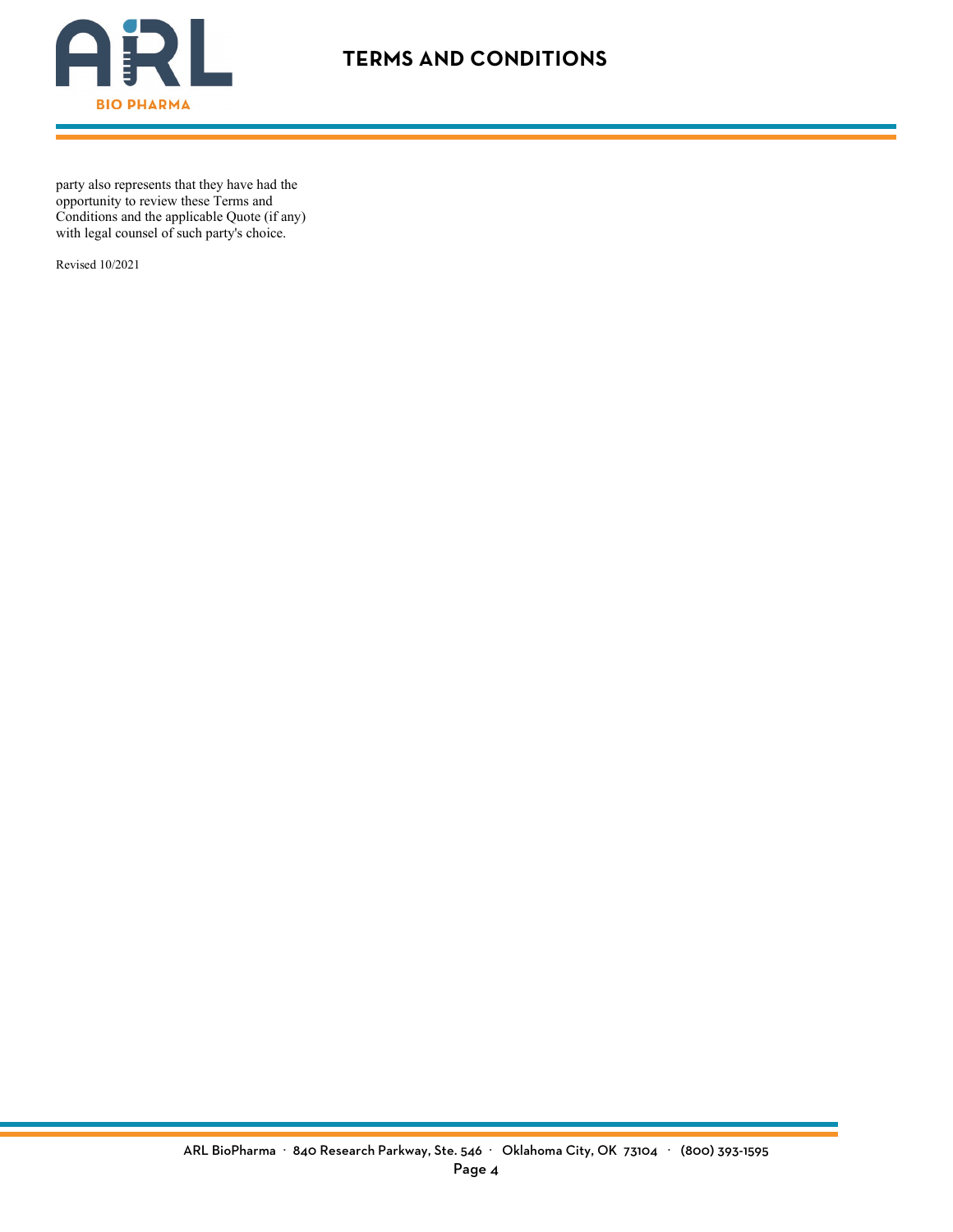party also represents that they have had the opportunity to review these Terms and Conditions and the applicable Quote (if any) with legal counsel of such party's choice.

Revised 10/2021